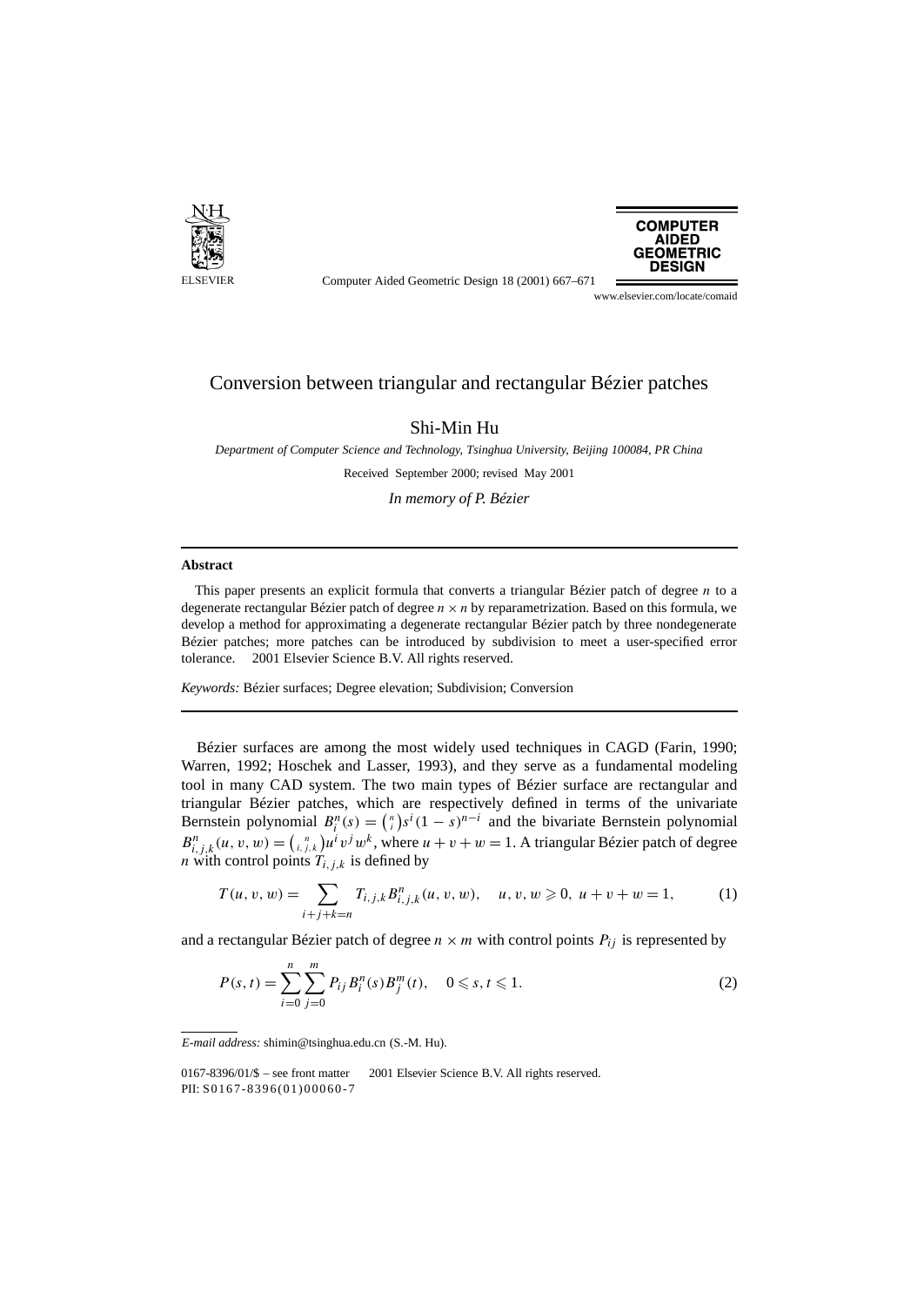# Conversion between triangular and rectangular Bézier patches

Shi-Min Hu

*Department of Computer Science and Technology, Tsinghua University, Beijing 100084, PR China*

Received September 2000; revised May 2001

*In memory of P. Bézier*

---

**Abstract**

This paper presents an explicit formula that converts a triangular Bézier patch of degree $n$ to a degenerate rectangular Bézier patch of degree $n \times n$ by reparametrization. Based on this formula, we develop a method for approximating a degenerate rectangular Bézier patch by three nondegenerate Bézier patches; more patches can be introduced by subdivision to meet a user-specified error tolerance. © 2001 Elsevier Science B.V. All rights reserved.

*Keywords:* Bézier surfaces; Degree elevation; Subdivision; Conversion

---

Bézier surfaces are among the most widely used techniques in CAGD (Farin, 1990; Warren, 1992; Hoschek and Lasser, 1993), and they serve as a fundamental modeling tool in many CAD system. The two main types of Bézier surface are rectangular and triangular Bézier patches, which are respectively defined in terms of the univariate Bernstein polynomial $B_i^n(s) = \binom{n}{i} s^i (1-s)^{n-i}$ and the bivariate Bernstein polynomial $B_{i,j,k}^n(u,v,w) = \binom{n}{i,j,k} u^i v^j w^k$, where $u + v + w = 1$. A triangular Bézier patch of degree $n$ with control points $T_{i,j,k}$ is defined by

$$T(u,v,w) = \sum_{i+j+k=n} T_{i,j,k} B_{i,j,k}^n(u,v,w), \quad u,v,w \geqslant 0,\ u+v+w=1, \tag{1}$$

and a rectangular Bézier patch of degree $n \times m$ with control points $P_{ij}$ is represented by

$$P(s,t) = \sum_{i=0}^{n} \sum_{j=0}^{m} P_{ij} B_i^n(s) B_j^m(t), \quad 0 \leqslant s,t \leqslant 1. \tag{2}$$

---

*E-mail address:* shimin@tsinghua.edu.cn (S.-M. Hu).

0167-8396/01/$ – see front matter © 2001 Elsevier Science B.V. All rights reserved.
PII: S0167-8396(01)00060-7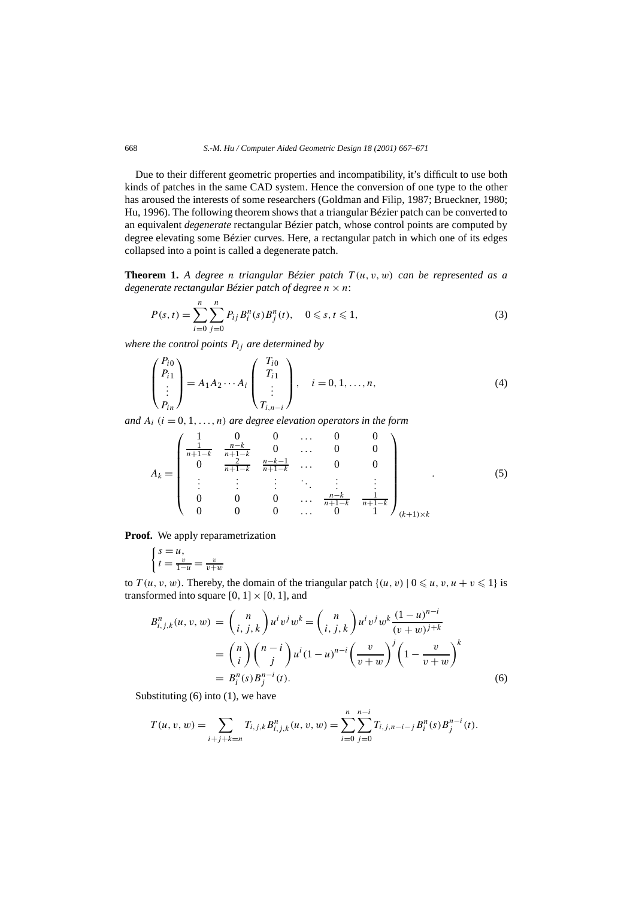Due to their different geometric properties and incompatibility, it's difficult to use both kinds of patches in the same CAD system. Hence the conversion of one type to the other has aroused the interests of some researchers (Goldman and Filip, 1987; Brueckner, 1980; Hu, 1996). The following theorem shows that a triangular Bézier patch can be converted to an equivalent *degenerate* rectangular Bézier patch, whose control points are computed by degree elevating some Bézier curves. Here, a rectangular patch in which one of its edges collapsed into a point is called a degenerate patch.

**Theorem 1.** *A degree $n$ triangular Bézier patch $T(u,v,w)$ can be represented as a degenerate rectangular Bézier patch of degree $n \times n$:*

$$P(s,t) = \sum_{i=0}^{n} \sum_{j=0}^{n} P_{ij} B_i^n(s) B_j^n(t), \quad 0 \leqslant s, t \leqslant 1, \tag{3}$$

*where the control points $P_{ij}$ are determined by*

$$\begin{pmatrix} P_{i0} \\ P_{i1} \\ \vdots \\ P_{in} \end{pmatrix} = A_1 A_2 \cdots A_i \begin{pmatrix} T_{i0} \\ T_{i1} \\ \vdots \\ T_{i,n-i} \end{pmatrix}, \quad i = 0, 1, \ldots, n, \tag{4}$$

*and $A_i$ $(i = 0, 1, \ldots, n)$ are degree elevation operators in the form*

$$A_k = \begin{pmatrix} 1 & 0 & 0 & \ldots & 0 & 0 \\ \frac{1}{n+1-k} & \frac{n-k}{n+1-k} & 0 & \ldots & 0 & 0 \\ 0 & \frac{2}{n+1-k} & \frac{n-k-1}{n+1-k} & \ldots & 0 & 0 \\ \vdots & \vdots & \vdots & \ddots & \vdots & \vdots \\ 0 & 0 & 0 & \ldots & \frac{n-k}{n+1-k} & \frac{1}{n+1-k} \\ 0 & 0 & 0 & \ldots & 0 & 1 \end{pmatrix}_{(k+1)\times k}. \tag{5}$$

**Proof.** We apply reparametrization

$$\begin{cases} s = u, \\ t = \frac{v}{1-u} = \frac{v}{v+w} \end{cases}$$

to $T(u,v,w)$. Thereby, the domain of the triangular patch $\{(u,v) \mid 0 \leqslant u, v, u+v \leqslant 1\}$ is transformed into square $[0,1] \times [0,1]$, and

$$\begin{aligned} B_{i,j,k}^n(u,v,w) &= \binom{n}{i,j,k} u^i v^j w^k = \binom{n}{i,j,k} u^i v^j w^k \frac{(1-u)^{n-i}}{(v+w)^{j+k}} \\ &= \binom{n}{i}\binom{n-i}{j} u^i (1-u)^{n-i} \left(\frac{v}{v+w}\right)^j \left(1 - \frac{v}{v+w}\right)^k \\ &= B_i^n(s) B_j^{n-i}(t). \end{aligned} \tag{6}$$

Substituting (6) into (1), we have

$$T(u,v,w) = \sum_{i+j+k=n} T_{i,j,k} B_{i,j,k}^n(u,v,w) = \sum_{i=0}^{n} \sum_{j=0}^{n-i} T_{i,j,n-i-j} B_i^n(s) B_j^{n-i}(t).$$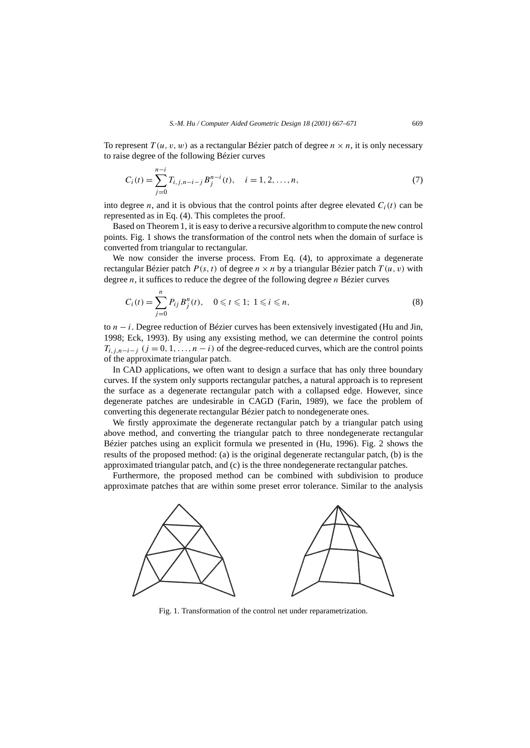To represent $T(u, v, w)$ as a rectangular Bézier patch of degree $n \times n$, it is only necessary to raise degree of the following Bézier curves

$$C_i(t) = \sum_{j=0}^{n-i} T_{i,j,n-i-j} B_j^{n-i}(t), \quad i = 1, 2, \ldots, n, \tag{7}$$

into degree $n$, and it is obvious that the control points after degree elevated $C_i(t)$ can be represented as in Eq. (4). This completes the proof.

Based on Theorem 1, it is easy to derive a recursive algorithm to compute the new control points. Fig. 1 shows the transformation of the control nets when the domain of surface is converted from triangular to rectangular.

We now consider the inverse process. From Eq. (4), to approximate a degenerate rectangular Bézier patch $P(s, t)$ of degree $n \times n$ by a triangular Bézier patch $T(u, v)$ with degree $n$, it suffices to reduce the degree of the following degree $n$ Bézier curves

$$C_i(t) = \sum_{j=0}^{n} P_{ij} B_j^n(t), \quad 0 \leqslant t \leqslant 1;\ 1 \leqslant i \leqslant n, \tag{8}$$

to $n - i$. Degree reduction of Bézier curves has been extensively investigated (Hu and Jin, 1998; Eck, 1993). By using any exsisting method, we can determine the control points $T_{i,j,n-i-j}$ $(j = 0, 1, \ldots, n - i)$ of the degree-reduced curves, which are the control points of the approximate triangular patch.

In CAD applications, we often want to design a surface that has only three boundary curves. If the system only supports rectangular patches, a natural approach is to represent the surface as a degenerate rectangular patch with a collapsed edge. However, since degenerate patches are undesirable in CAGD (Farin, 1989), we face the problem of converting this degenerate rectangular Bézier patch to nondegenerate ones.

We firstly approximate the degenerate rectangular patch by a triangular patch using above method, and converting the triangular patch to three nondegenerate rectangular Bézier patches using an explicit formula we presented in (Hu, 1996). Fig. 2 shows the results of the proposed method: (a) is the original degenerate rectangular patch, (b) is the approximated triangular patch, and (c) is the three nondegenerate rectangular patches.

Furthermore, the proposed method can be combined with subdivision to produce approximate patches that are within some preset error tolerance. Similar to the analysis

Fig. 1. Transformation of the control net under reparametrization.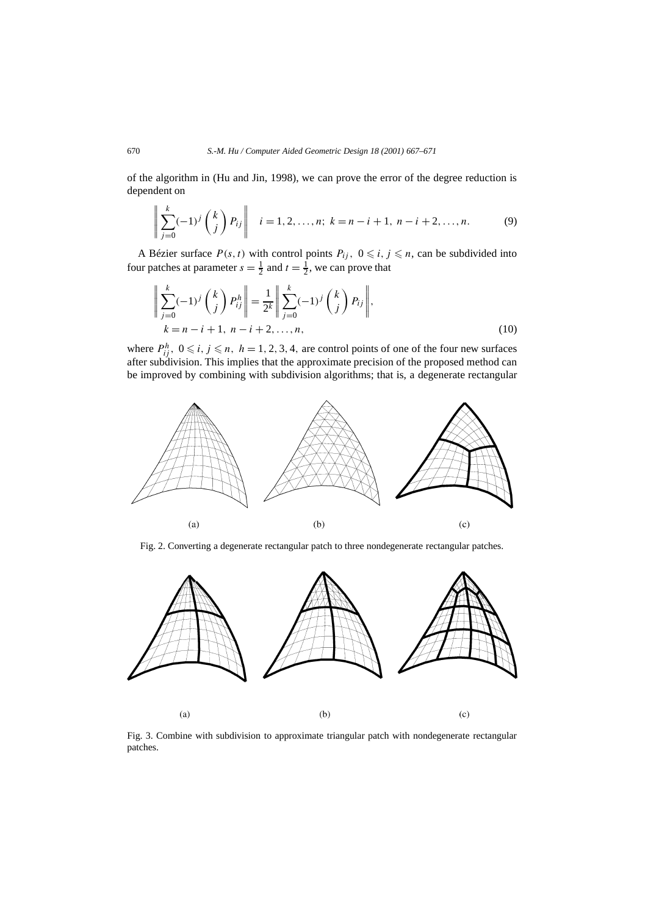of the algorithm in (Hu and Jin, 1998), we can prove the error of the degree reduction is dependent on

$$\left\| \sum_{j=0}^{k} (-1)^j \binom{k}{j} P_{ij} \right\| \quad i = 1, 2, \ldots, n;\ k = n-i+1,\ n-i+2, \ldots, n. \tag{9}$$

A Bézier surface $P(s,t)$ with control points $P_{ij},\ 0 \leqslant i, j \leqslant n$, can be subdivided into four patches at parameter $s = \frac{1}{2}$ and $t = \frac{1}{2}$, we can prove that

$$\left\| \sum_{j=0}^{k} (-1)^j \binom{k}{j} P^h_{ij} \right\| = \frac{1}{2^k} \left\| \sum_{j=0}^{k} (-1)^j \binom{k}{j} P_{ij} \right\|,$$
$$k = n-i+1,\ n-i+2, \ldots, n, \tag{10}$$

where $P^h_{ij},\ 0 \leqslant i, j \leqslant n,\ h = 1, 2, 3, 4,$ are control points of one of the four new surfaces after subdivision. This implies that the approximate precision of the proposed method can be improved by combining with subdivision algorithms; that is, a degenerate rectangular

(a) (b) (c)

Fig. 2. Converting a degenerate rectangular patch to three nondegenerate rectangular patches.

(a) (b) (c)

Fig. 3. Combine with subdivision to approximate triangular patch with nondegenerate rectangular patches.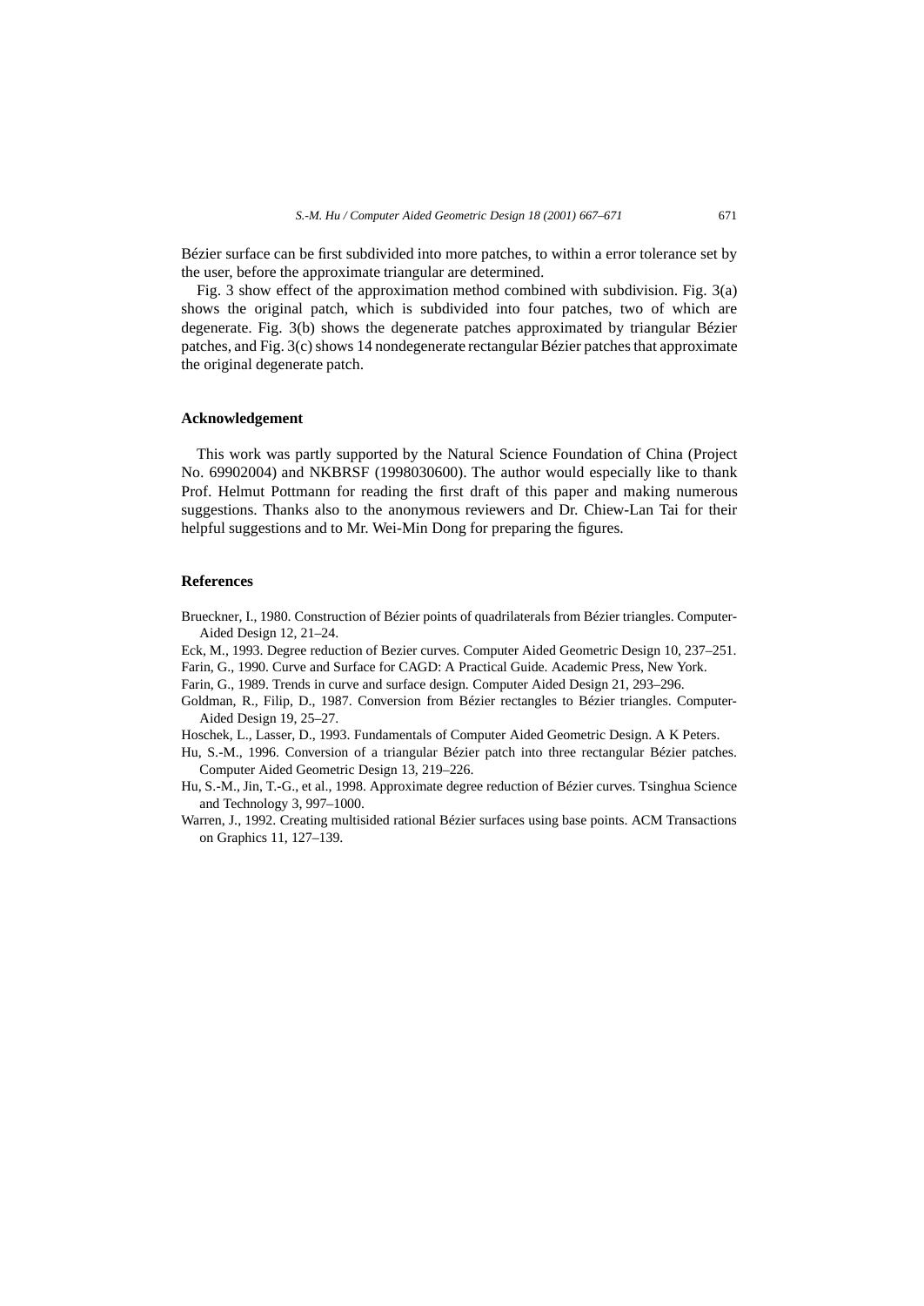Bézier surface can be first subdivided into more patches, to within a error tolerance set by the user, before the approximate triangular are determined.

Fig. 3 show effect of the approximation method combined with subdivision. Fig. 3(a) shows the original patch, which is subdivided into four patches, two of which are degenerate. Fig. 3(b) shows the degenerate patches approximated by triangular Bézier patches, and Fig. 3(c) shows 14 nondegenerate rectangular Bézier patches that approximate the original degenerate patch.

## Acknowledgement

This work was partly supported by the Natural Science Foundation of China (Project No. 69902004) and NKBRSF (1998030600). The author would especially like to thank Prof. Helmut Pottmann for reading the first draft of this paper and making numerous suggestions. Thanks also to the anonymous reviewers and Dr. Chiew-Lan Tai for their helpful suggestions and to Mr. Wei-Min Dong for preparing the figures.

## References

Brueckner, I., 1980. Construction of Bézier points of quadrilaterals from Bézier triangles. Computer-Aided Design 12, 21–24.

Eck, M., 1993. Degree reduction of Bezier curves. Computer Aided Geometric Design 10, 237–251.

Farin, G., 1990. Curve and Surface for CAGD: A Practical Guide. Academic Press, New York.

Farin, G., 1989. Trends in curve and surface design. Computer Aided Design 21, 293–296.

Goldman, R., Filip, D., 1987. Conversion from Bézier rectangles to Bézier triangles. Computer-Aided Design 19, 25–27.

Hoschek, L., Lasser, D., 1993. Fundamentals of Computer Aided Geometric Design. A K Peters.

Hu, S.-M., 1996. Conversion of a triangular Bézier patch into three rectangular Bézier patches. Computer Aided Geometric Design 13, 219–226.

Hu, S.-M., Jin, T.-G., et al., 1998. Approximate degree reduction of Bézier curves. Tsinghua Science and Technology 3, 997–1000.

Warren, J., 1992. Creating multisided rational Bézier surfaces using base points. ACM Transactions on Graphics 11, 127–139.